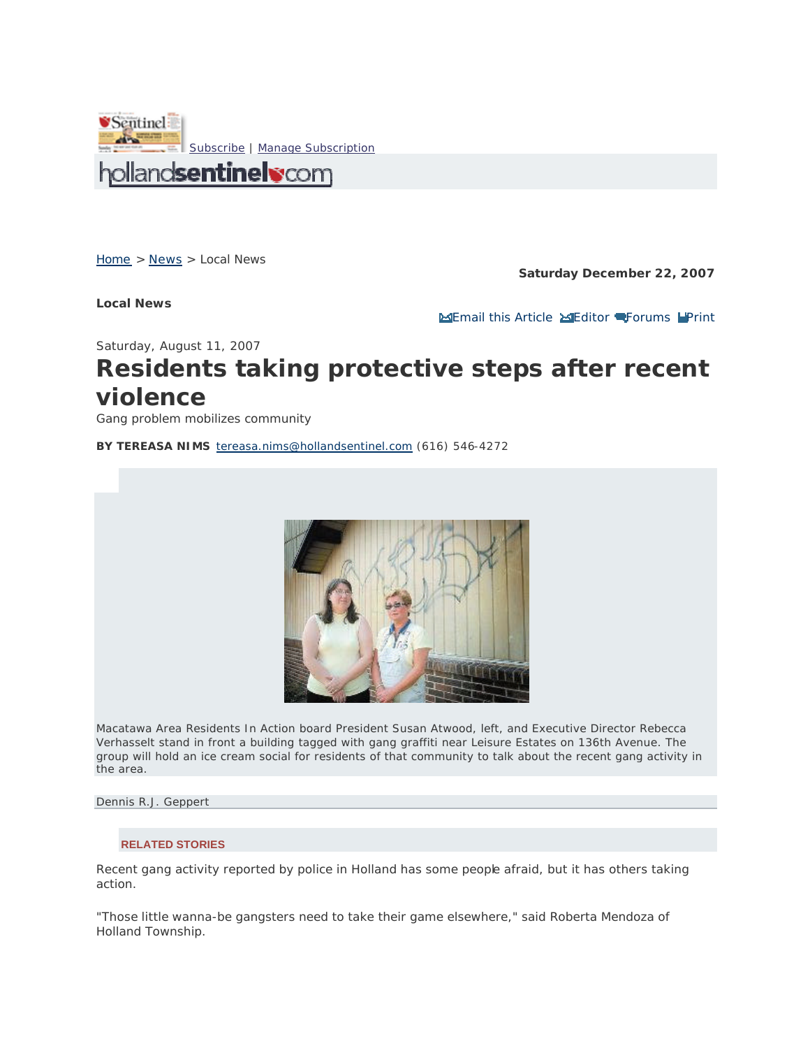Subscribe | Manage Subscription

hollandsentinel.com

Home > News > Local News

**Saturday December 22, 2007**

**Local News**

Email this Article Editor Forums Print

Saturday, August 11, 2007

# Residents taking protective steps after recent violence

Gang problem mobilizes community

**BY TEREASA NIMS** tereasa.nims@hollandsentinel.com (616) 546-4272

Macatawa Area Residents In Action board President Susan Atwood, left, and Executive Director Rebecca Verhasselt stand in front a building tagged with gang graffiti near Leisure Estates on 136th Avenue. The group will hold an ice cream social for residents of that community to talk about the recent gang activity in the area.

Dennis R.J. Geppert

**RELATED STORIES**

Recent gang activity reported by police in Holland has some people afraid, but it has others taking action.

"Those little wanna-be gangsters need to take their game elsewhere," said Roberta Mendoza of Holland Township.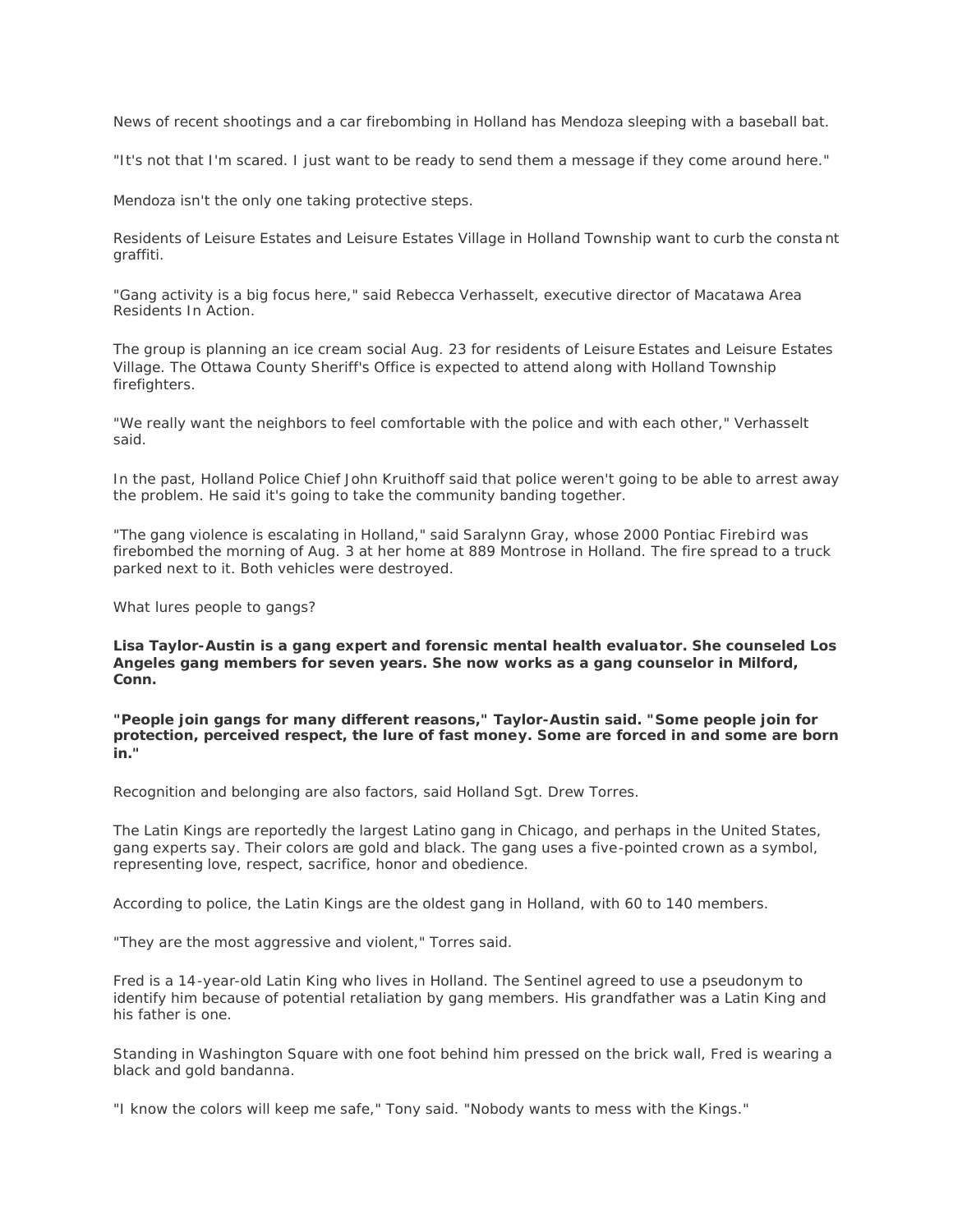News of recent shootings and a car firebombing in Holland has Mendoza sleeping with a baseball bat.

"It's not that I'm scared. I just want to be ready to send them a message if they come around here."

Mendoza isn't the only one taking protective steps.

Residents of Leisure Estates and Leisure Estates Village in Holland Township want to curb the constant graffiti.

"Gang activity is a big focus here," said Rebecca Verhasselt, executive director of Macatawa Area Residents In Action.

The group is planning an ice cream social Aug. 23 for residents of Leisure Estates and Leisure Estates Village. The Ottawa County Sheriff's Office is expected to attend along with Holland Township firefighters.

"We really want the neighbors to feel comfortable with the police and with each other," Verhasselt said.

In the past, Holland Police Chief John Kruithoff said that police weren't going to be able to arrest away the problem. He said it's going to take the community banding together.

"The gang violence is escalating in Holland," said Saralynn Gray, whose 2000 Pontiac Firebird was firebombed the morning of Aug. 3 at her home at 889 Montrose in Holland. The fire spread to a truck parked next to it. Both vehicles were destroyed.

What lures people to gangs?

**Lisa Taylor-Austin is a gang expert and forensic mental health evaluator. She counseled Los Angeles gang members for seven years. She now works as a gang counselor in Milford, Conn.**

**"People join gangs for many different reasons," Taylor-Austin said. "Some people join for protection, perceived respect, the lure of fast money. Some are forced in and some are born in."**

Recognition and belonging are also factors, said Holland Sgt. Drew Torres.

The Latin Kings are reportedly the largest Latino gang in Chicago, and perhaps in the United States, gang experts say. Their colors are gold and black. The gang uses a five-pointed crown as a symbol, representing love, respect, sacrifice, honor and obedience.

According to police, the Latin Kings are the oldest gang in Holland, with 60 to 140 members.

"They are the most aggressive and violent," Torres said.

Fred is a 14-year-old Latin King who lives in Holland. The Sentinel agreed to use a pseudonym to identify him because of potential retaliation by gang members. His grandfather was a Latin King and his father is one.

Standing in Washington Square with one foot behind him pressed on the brick wall, Fred is wearing a black and gold bandanna.

"I know the colors will keep me safe," Tony said. "Nobody wants to mess with the Kings."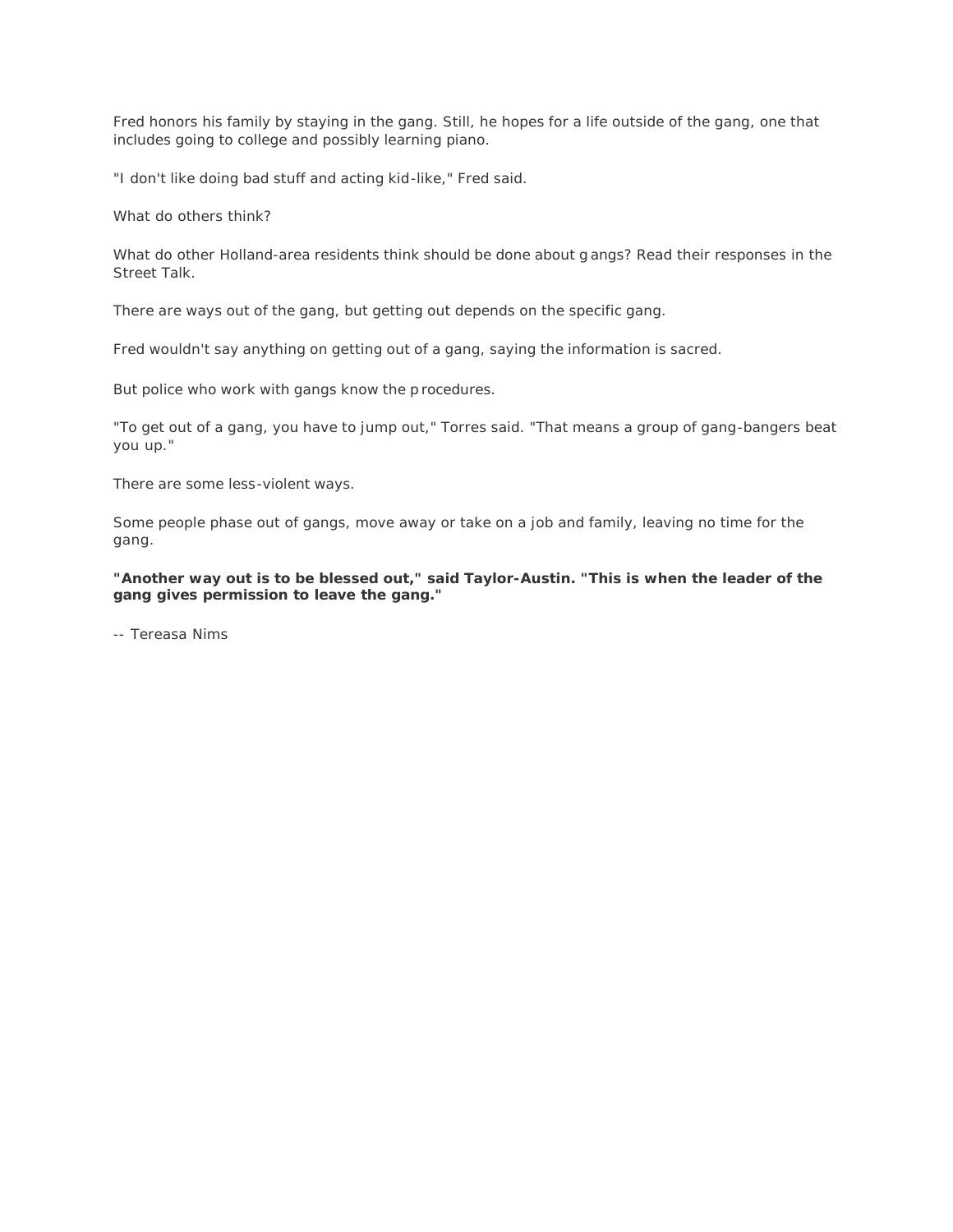Fred honors his family by staying in the gang. Still, he hopes for a life outside of the gang, one that includes going to college and possibly learning piano.

"I don't like doing bad stuff and acting kid-like," Fred said.

What do others think?

What do other Holland-area residents think should be done about gangs? Read their responses in the Street Talk.

There are ways out of the gang, but getting out depends on the specific gang.

Fred wouldn't say anything on getting out of a gang, saying the information is sacred.

But police who work with gangs know the procedures.

"To get out of a gang, you have to jump out," Torres said. "That means a group of gang-bangers beat you up."

There are some less-violent ways.

Some people phase out of gangs, move away or take on a job and family, leaving no time for the gang.

**"Another way out is to be blessed out," said Taylor-Austin. "This is when the leader of the gang gives permission to leave the gang."**

-- Tereasa Nims